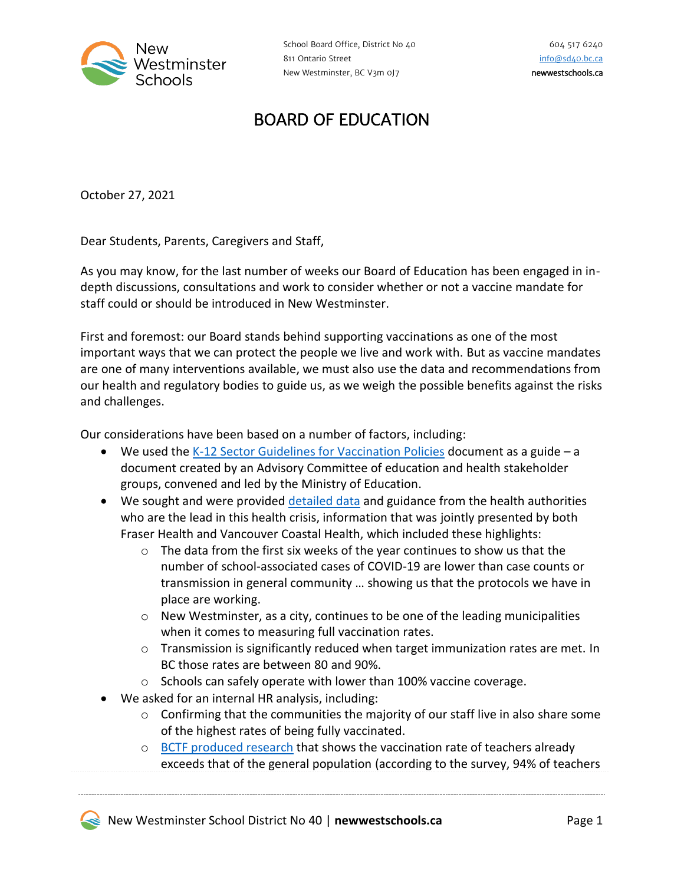New Westminster Schools

School Board Office, District No 40
811 Ontario Street
New Westminster, BC V3m 0J7

604 517 6240
info@sd40.bc.ca
newwestschools.ca

# BOARD OF EDUCATION

October 27, 2021

Dear Students, Parents, Caregivers and Staff,

As you may know, for the last number of weeks our Board of Education has been engaged in in-depth discussions, consultations and work to consider whether or not a vaccine mandate for staff could or should be introduced in New Westminster.

First and foremost: our Board stands behind supporting vaccinations as one of the most important ways that we can protect the people we live and work with. But as vaccine mandates are one of many interventions available, we must also use the data and recommendations from our health and regulatory bodies to guide us, as we weigh the possible benefits against the risks and challenges.

Our considerations have been based on a number of factors, including:

- We used the K-12 Sector Guidelines for Vaccination Policies document as a guide – a document created by an Advisory Committee of education and health stakeholder groups, convened and led by the Ministry of Education.
- We sought and were provided detailed data and guidance from the health authorities who are the lead in this health crisis, information that was jointly presented by both Fraser Health and Vancouver Coastal Health, which included these highlights:
  - The data from the first six weeks of the year continues to show us that the number of school-associated cases of COVID-19 are lower than case counts or transmission in general community … showing us that the protocols we have in place are working.
  - New Westminster, as a city, continues to be one of the leading municipalities when it comes to measuring full vaccination rates.
  - Transmission is significantly reduced when target immunization rates are met. In BC those rates are between 80 and 90%.
  - Schools can safely operate with lower than 100% vaccine coverage.
- We asked for an internal HR analysis, including:
  - Confirming that the communities the majority of our staff live in also share some of the highest rates of being fully vaccinated.
  - BCTF produced research that shows the vaccination rate of teachers already exceeds that of the general population (according to the survey, 94% of teachers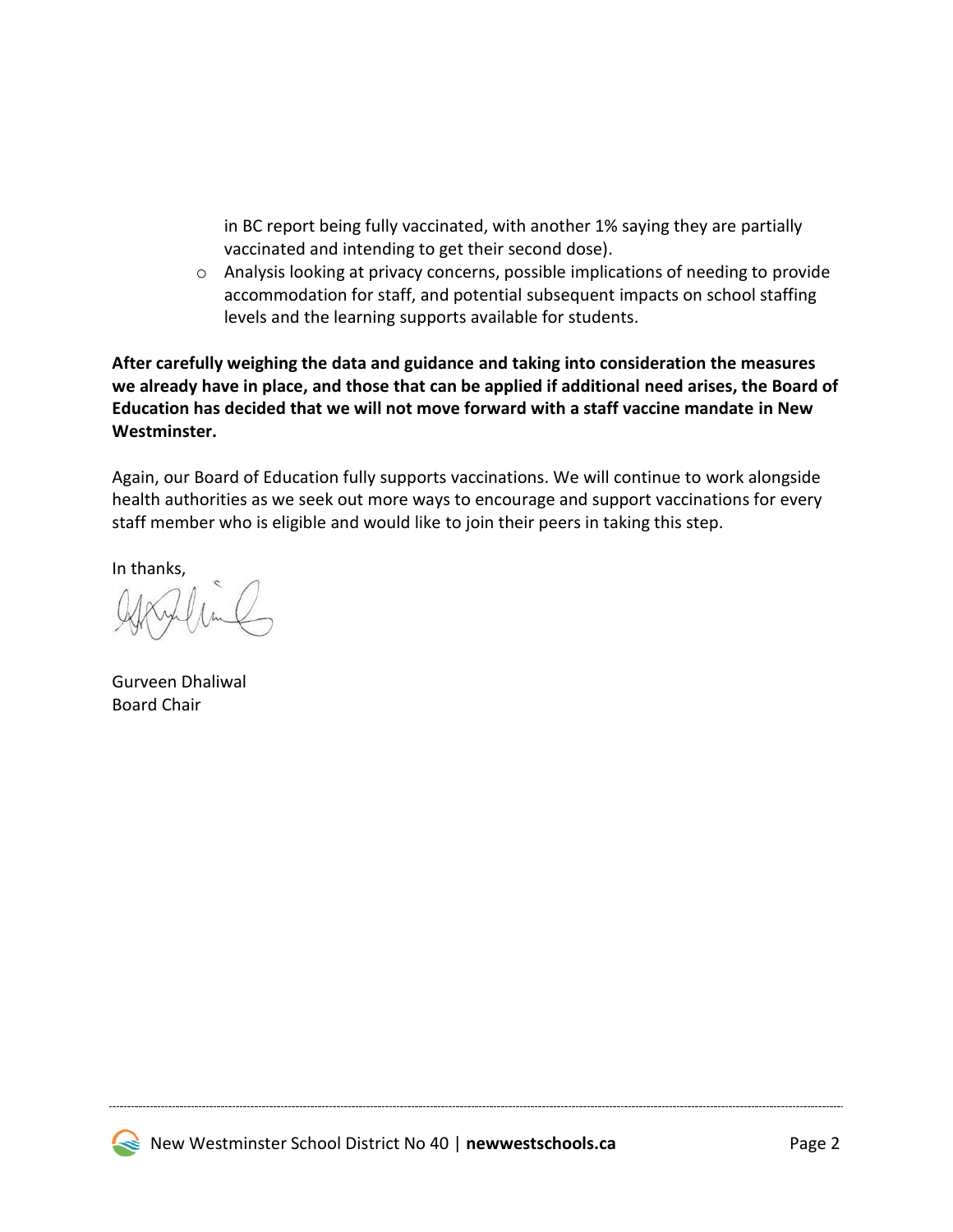in BC report being fully vaccinated, with another 1% saying they are partially vaccinated and intending to get their second dose).

- Analysis looking at privacy concerns, possible implications of needing to provide accommodation for staff, and potential subsequent impacts on school staffing levels and the learning supports available for students.

**After carefully weighing the data and guidance and taking into consideration the measures we already have in place, and those that can be applied if additional need arises, the Board of Education has decided that we will not move forward with a staff vaccine mandate in New Westminster.**

Again, our Board of Education fully supports vaccinations. We will continue to work alongside health authorities as we seek out more ways to encourage and support vaccinations for every staff member who is eligible and would like to join their peers in taking this step.

In thanks,

Gurveen Dhaliwal
Board Chair